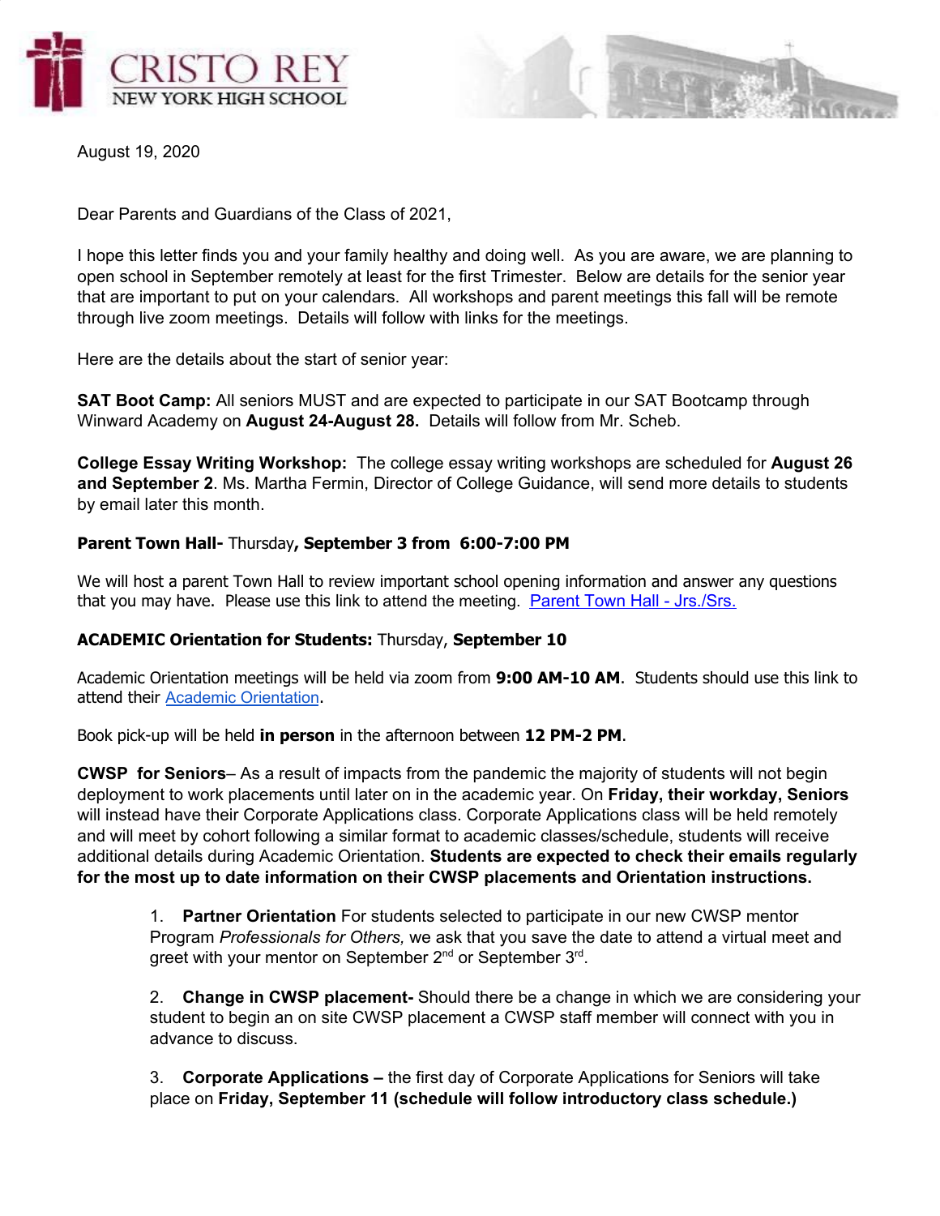CRISTO REY
NEW YORK HIGH SCHOOL

August 19, 2020

Dear Parents and Guardians of the Class of 2021,

I hope this letter finds you and your family healthy and doing well. As you are aware, we are planning to open school in September remotely at least for the first Trimester. Below are details for the senior year that are important to put on your calendars. All workshops and parent meetings this fall will be remote through live zoom meetings. Details will follow with links for the meetings.

Here are the details about the start of senior year:

**SAT Boot Camp:** All seniors MUST and are expected to participate in our SAT Bootcamp through Winward Academy on **August 24-August 28.** Details will follow from Mr. Scheb.

**College Essay Writing Workshop:** The college essay writing workshops are scheduled for **August 26 and September 2**. Ms. Martha Fermin, Director of College Guidance, will send more details to students by email later this month.

**Parent Town Hall-** Thursday**, September 3 from 6:00-7:00 PM**

We will host a parent Town Hall to review important school opening information and answer any questions that you may have. Please use this link to attend the meeting. Parent Town Hall - Jrs./Srs.

**ACADEMIC Orientation for Students:** Thursday, **September 10**

Academic Orientation meetings will be held via zoom from **9:00 AM-10 AM**. Students should use this link to attend their Academic Orientation.

Book pick-up will be held **in person** in the afternoon between **12 PM-2 PM**.

**CWSP for Seniors**– As a result of impacts from the pandemic the majority of students will not begin deployment to work placements until later on in the academic year. On **Friday, their workday, Seniors** will instead have their Corporate Applications class. Corporate Applications class will be held remotely and will meet by cohort following a similar format to academic classes/schedule, students will receive additional details during Academic Orientation. **Students are expected to check their emails regularly for the most up to date information on their CWSP placements and Orientation instructions.**

1. **Partner Orientation** For students selected to participate in our new CWSP mentor Program *Professionals for Others,* we ask that you save the date to attend a virtual meet and greet with your mentor on September 2nd or September 3rd.

2. **Change in CWSP placement-** Should there be a change in which we are considering your student to begin an on site CWSP placement a CWSP staff member will connect with you in advance to discuss.

3. **Corporate Applications –** the first day of Corporate Applications for Seniors will take place on **Friday, September 11 (schedule will follow introductory class schedule.)**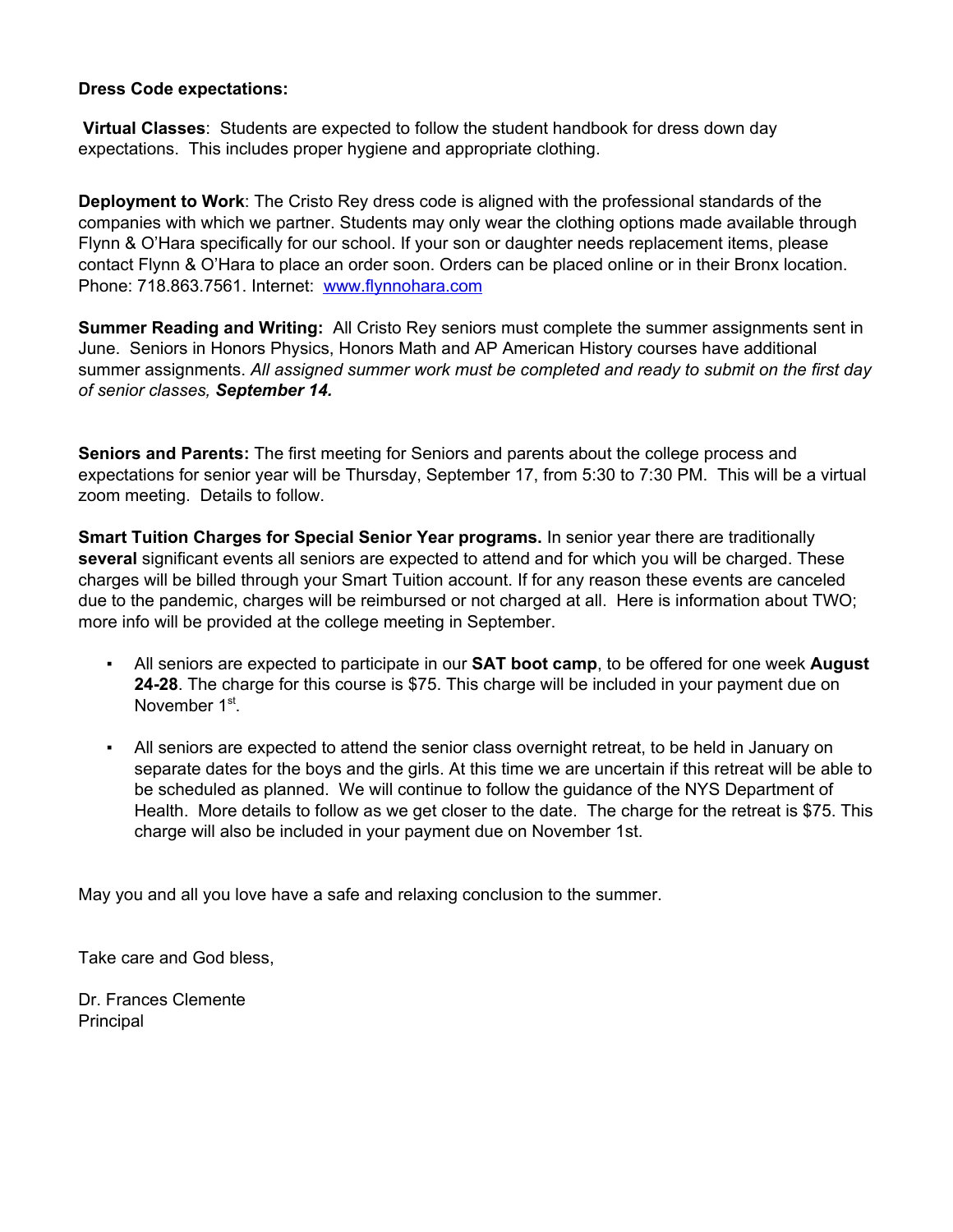**Dress Code expectations:**

**Virtual Classes**: Students are expected to follow the student handbook for dress down day expectations. This includes proper hygiene and appropriate clothing.

**Deployment to Work**: The Cristo Rey dress code is aligned with the professional standards of the companies with which we partner. Students may only wear the clothing options made available through Flynn & O'Hara specifically for our school. If your son or daughter needs replacement items, please contact Flynn & O'Hara to place an order soon. Orders can be placed online or in their Bronx location. Phone: 718.863.7561. Internet: [www.flynnohara.com](http://www.flynnohara.com)

**Summer Reading and Writing:** All Cristo Rey seniors must complete the summer assignments sent in June. Seniors in Honors Physics, Honors Math and AP American History courses have additional summer assignments. *All assigned summer work must be completed and ready to submit on the first day of senior classes, **September 14.***

**Seniors and Parents:** The first meeting for Seniors and parents about the college process and expectations for senior year will be Thursday, September 17, from 5:30 to 7:30 PM. This will be a virtual zoom meeting. Details to follow.

**Smart Tuition Charges for Special Senior Year programs.** In senior year there are traditionally **several** significant events all seniors are expected to attend and for which you will be charged. These charges will be billed through your Smart Tuition account. If for any reason these events are canceled due to the pandemic, charges will be reimbursed or not charged at all. Here is information about TWO; more info will be provided at the college meeting in September.

- All seniors are expected to participate in our **SAT boot camp**, to be offered for one week **August 24-28**. The charge for this course is $75. This charge will be included in your payment due on November 1st.

- All seniors are expected to attend the senior class overnight retreat, to be held in January on separate dates for the boys and the girls. At this time we are uncertain if this retreat will be able to be scheduled as planned. We will continue to follow the guidance of the NYS Department of Health. More details to follow as we get closer to the date. The charge for the retreat is $75. This charge will also be included in your payment due on November 1st.

May you and all you love have a safe and relaxing conclusion to the summer.

Take care and God bless,

Dr. Frances Clemente
Principal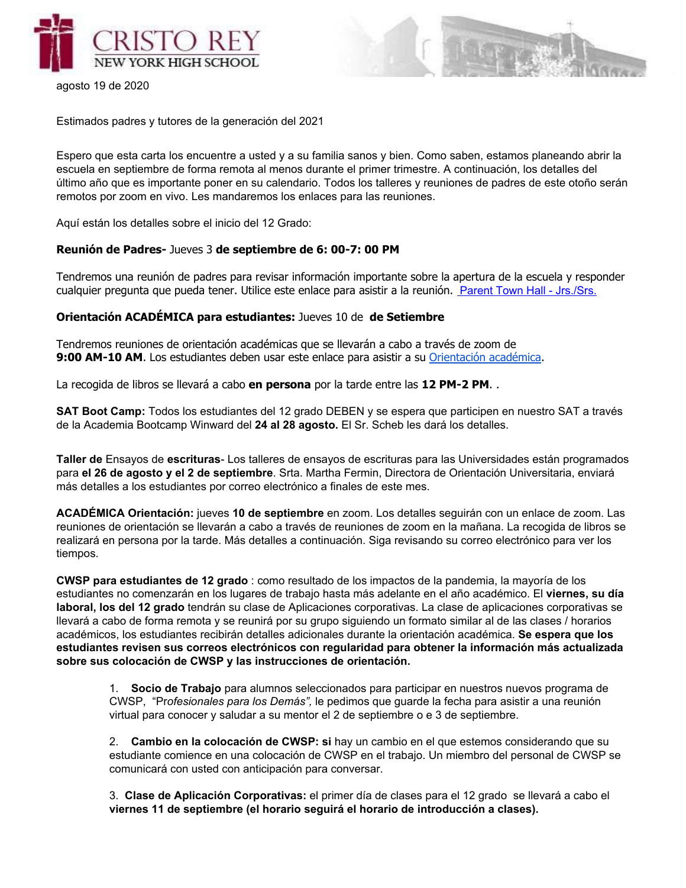agosto 19 de 2020

Estimados padres y tutores de la generación del 2021

Espero que esta carta los encuentre a usted y a su familia sanos y bien. Como saben, estamos planeando abrir la escuela en septiembre de forma remota al menos durante el primer trimestre. A continuación, los detalles del último año que es importante poner en su calendario. Todos los talleres y reuniones de padres de este otoño serán remotos por zoom en vivo. Les mandaremos los enlaces para las reuniones.

Aquí están los detalles sobre el inicio del 12 Grado:

**Reunión de Padres-** Jueves 3 **de septiembre de 6: 00-7: 00 PM**

Tendremos una reunión de padres para revisar información importante sobre la apertura de la escuela y responder cualquier pregunta que pueda tener. Utilice este enlace para asistir a la reunión. [Parent Town Hall - Jrs./Srs.]

**Orientación ACADÉMICA para estudiantes:** Jueves 10 de **de Setiembre**

Tendremos reuniones de orientación académicas que se llevarán a cabo a través de zoom de **9:00 AM-10 AM**. Los estudiantes deben usar este enlace para asistir a su [Orientación académica].

La recogida de libros se llevará a cabo **en persona** por la tarde entre las **12 PM-2 PM**. .

**SAT Boot Camp:** Todos los estudiantes del 12 grado DEBEN y se espera que participen en nuestro SAT a través de la Academia Bootcamp Winward del **24 al 28 agosto.** El Sr. Scheb les dará los detalles.

**Taller de** Ensayos de **escrituras**- Los talleres de ensayos de escrituras para las Universidades están programados para **el 26 de agosto y el 2 de septiembre**. Srta. Martha Fermin, Directora de Orientación Universitaria, enviará más detalles a los estudiantes por correo electrónico a finales de este mes.

**ACADÉMICA Orientación:** jueves **10 de septiembre** en zoom. Los detalles seguirán con un enlace de zoom. Las reuniones de orientación se llevarán a cabo a través de reuniones de zoom en la mañana. La recogida de libros se realizará en persona por la tarde. Más detalles a continuación. Siga revisando su correo electrónico para ver los tiempos.

**CWSP para estudiantes de 12 grado** : como resultado de los impactos de la pandemia, la mayoría de los estudiantes no comenzarán en los lugares de trabajo hasta más adelante en el año académico. El **viernes, su día laboral, los del 12 grado** tendrán su clase de Aplicaciones corporativas. La clase de aplicaciones corporativas se llevará a cabo de forma remota y se reunirá por su grupo siguiendo un formato similar al de las clases / horarios académicos, los estudiantes recibirán detalles adicionales durante la orientación académica. **Se espera que los estudiantes revisen sus correos electrónicos con regularidad para obtener la información más actualizada sobre sus colocación de CWSP y las instrucciones de orientación.**

1. **Socio de Trabajo** para alumnos seleccionados para participar en nuestros nuevos programa de CWSP, "P*rofesionales para los Demás",* le pedimos que guarde la fecha para asistir a una reunión virtual para conocer y saludar a su mentor el 2 de septiembre o e 3 de septiembre.

2. **Cambio en la colocación de CWSP: si** hay un cambio en el que estemos considerando que su estudiante comience en una colocación de CWSP en el trabajo. Un miembro del personal de CWSP se comunicará con usted con anticipación para conversar.

3. **Clase de Aplicación Corporativas:** el primer día de clases para el 12 grado se llevará a cabo el **viernes 11 de septiembre (el horario seguirá el horario de introducción a clases).**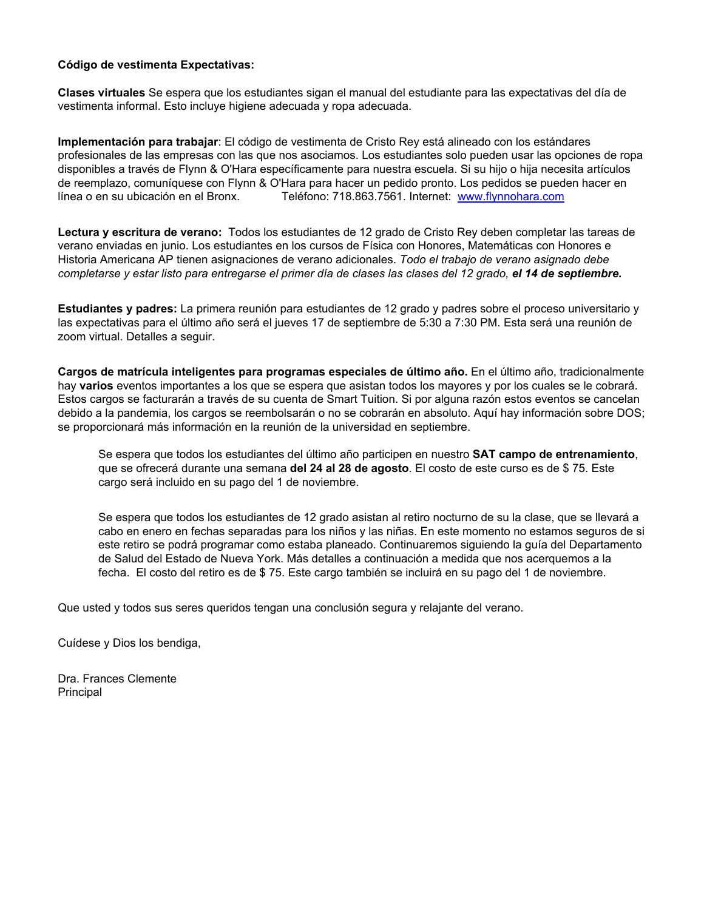**Código de vestimenta Expectativas:**

**Clases virtuales** Se espera que los estudiantes sigan el manual del estudiante para las expectativas del día de vestimenta informal. Esto incluye higiene adecuada y ropa adecuada.

**Implementación para trabajar**: El código de vestimenta de Cristo Rey está alineado con los estándares profesionales de las empresas con las que nos asociamos. Los estudiantes solo pueden usar las opciones de ropa disponibles a través de Flynn & O'Hara específicamente para nuestra escuela. Si su hijo o hija necesita artículos de reemplazo, comuníquese con Flynn & O'Hara para hacer un pedido pronto. Los pedidos se pueden hacer en línea o en su ubicación en el Bronx. Teléfono: 718.863.7561. Internet: www.flynnohara.com

**Lectura y escritura de verano:** Todos los estudiantes de 12 grado de Cristo Rey deben completar las tareas de verano enviadas en junio. Los estudiantes en los cursos de Física con Honores, Matemáticas con Honores e Historia Americana AP tienen asignaciones de verano adicionales. *Todo el trabajo de verano asignado debe completarse y estar listo para entregarse el primer día de clases las clases del 12 grado,* ***el 14 de septiembre.***

**Estudiantes y padres:** La primera reunión para estudiantes de 12 grado y padres sobre el proceso universitario y las expectativas para el último año será el jueves 17 de septiembre de 5:30 a 7:30 PM. Esta será una reunión de zoom virtual. Detalles a seguir.

**Cargos de matrícula inteligentes para programas especiales de último año.** En el último año, tradicionalmente hay **varios** eventos importantes a los que se espera que asistan todos los mayores y por los cuales se le cobrará. Estos cargos se facturarán a través de su cuenta de Smart Tuition. Si por alguna razón estos eventos se cancelan debido a la pandemia, los cargos se reembolsarán o no se cobrarán en absoluto. Aquí hay información sobre DOS; se proporcionará más información en la reunión de la universidad en septiembre.

> Se espera que todos los estudiantes del último año participen en nuestro **SAT campo de entrenamiento**, que se ofrecerá durante una semana **del 24 al 28 de agosto**. El costo de este curso es de $ 75. Este cargo será incluido en su pago del 1 de noviembre.
>
> Se espera que todos los estudiantes de 12 grado asistan al retiro nocturno de su la clase, que se llevará a cabo en enero en fechas separadas para los niños y las niñas. En este momento no estamos seguros de si este retiro se podrá programar como estaba planeado. Continuaremos siguiendo la guía del Departamento de Salud del Estado de Nueva York. Más detalles a continuación a medida que nos acerquemos a la fecha. El costo del retiro es de $ 75. Este cargo también se incluirá en su pago del 1 de noviembre.

Que usted y todos sus seres queridos tengan una conclusión segura y relajante del verano.

Cuídese y Dios los bendiga,

Dra. Frances Clemente
Principal